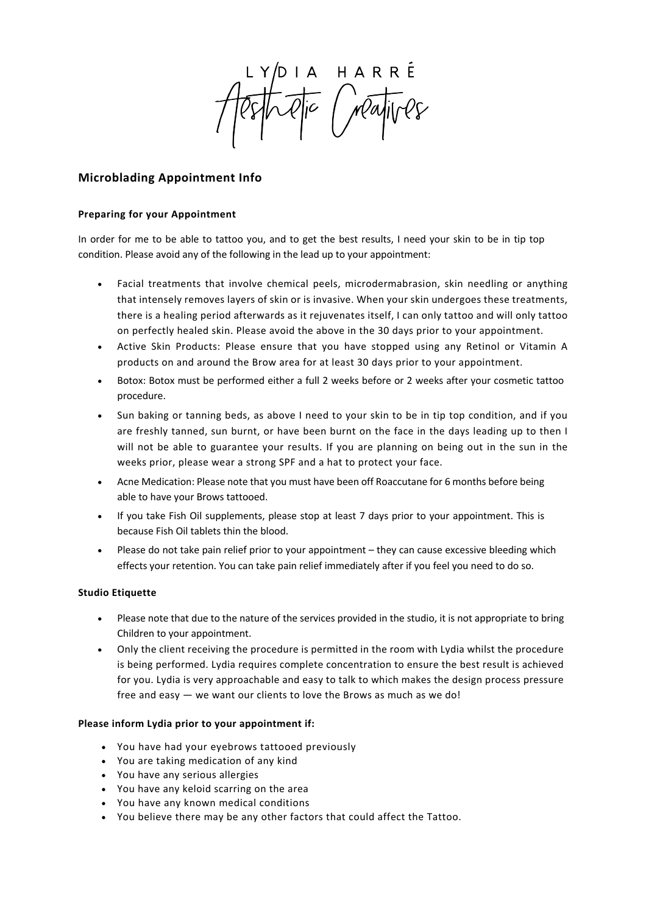LYDIA HARRÉ

Aesthetic Creatives

## Microblading Appointment Info

### Preparing for your Appointment

In order for me to be able to tattoo you, and to get the best results, I need your skin to be in tip top condition. Please avoid any of the following in the lead up to your appointment:

- Facial treatments that involve chemical peels, microdermabrasion, skin needling or anything that intensely removes layers of skin or is invasive. When your skin undergoes these treatments, there is a healing period afterwards as it rejuvenates itself, I can only tattoo and will only tattoo on perfectly healed skin. Please avoid the above in the 30 days prior to your appointment.
- Active Skin Products: Please ensure that you have stopped using any Retinol or Vitamin A products on and around the Brow area for at least 30 days prior to your appointment.
- Botox: Botox must be performed either a full 2 weeks before or 2 weeks after your cosmetic tattoo procedure.
- Sun baking or tanning beds, as above I need to your skin to be in tip top condition, and if you are freshly tanned, sun burnt, or have been burnt on the face in the days leading up to then I will not be able to guarantee your results. If you are planning on being out in the sun in the weeks prior, please wear a strong SPF and a hat to protect your face.
- Acne Medication: Please note that you must have been off Roaccutane for 6 months before being able to have your Brows tattooed.
- If you take Fish Oil supplements, please stop at least 7 days prior to your appointment. This is because Fish Oil tablets thin the blood.
- Please do not take pain relief prior to your appointment – they can cause excessive bleeding which effects your retention. You can take pain relief immediately after if you feel you need to do so.

### Studio Etiquette

- Please note that due to the nature of the services provided in the studio, it is not appropriate to bring Children to your appointment.
- Only the client receiving the procedure is permitted in the room with Lydia whilst the procedure is being performed. Lydia requires complete concentration to ensure the best result is achieved for you. Lydia is very approachable and easy to talk to which makes the design process pressure free and easy — we want our clients to love the Brows as much as we do!

### Please inform Lydia prior to your appointment if:

- You have had your eyebrows tattooed previously
- You are taking medication of any kind
- You have any serious allergies
- You have any keloid scarring on the area
- You have any known medical conditions
- You believe there may be any other factors that could affect the Tattoo.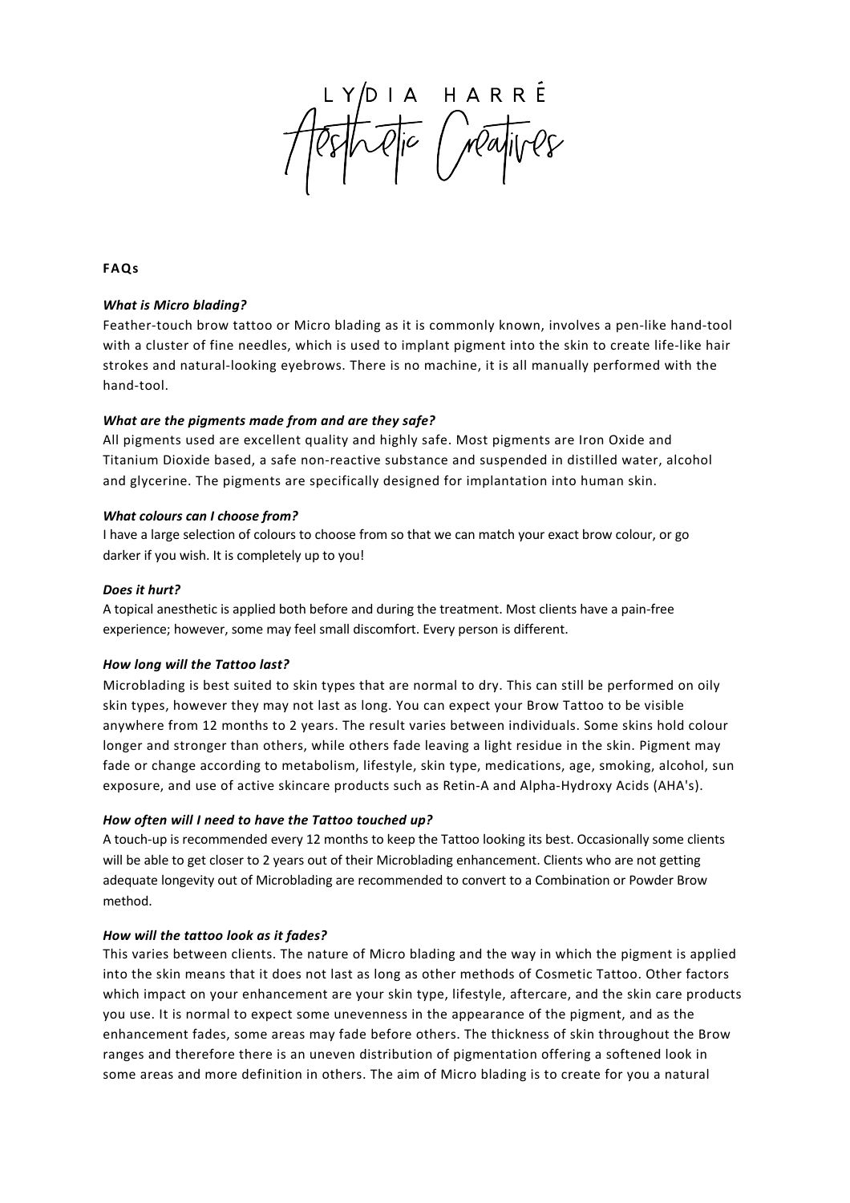LYDIA HARRÉ

Aesthetic Creatives

**FAQs**

***What is Micro blading?***

Feather-touch brow tattoo or Micro blading as it is commonly known, involves a pen-like hand-tool with a cluster of fine needles, which is used to implant pigment into the skin to create life-like hair strokes and natural-looking eyebrows. There is no machine, it is all manually performed with the hand-tool.

***What are the pigments made from and are they safe?***

All pigments used are excellent quality and highly safe. Most pigments are Iron Oxide and Titanium Dioxide based, a safe non-reactive substance and suspended in distilled water, alcohol and glycerine. The pigments are specifically designed for implantation into human skin.

***What colours can I choose from?***

I have a large selection of colours to choose from so that we can match your exact brow colour, or go darker if you wish. It is completely up to you!

***Does it hurt?***

A topical anesthetic is applied both before and during the treatment. Most clients have a pain-free experience; however, some may feel small discomfort. Every person is different.

***How long will the Tattoo last?***

Microblading is best suited to skin types that are normal to dry. This can still be performed on oily skin types, however they may not last as long. You can expect your Brow Tattoo to be visible anywhere from 12 months to 2 years. The result varies between individuals. Some skins hold colour longer and stronger than others, while others fade leaving a light residue in the skin. Pigment may fade or change according to metabolism, lifestyle, skin type, medications, age, smoking, alcohol, sun exposure, and use of active skincare products such as Retin-A and Alpha-Hydroxy Acids (AHA's).

***How often will I need to have the Tattoo touched up?***

A touch-up is recommended every 12 months to keep the Tattoo looking its best. Occasionally some clients will be able to get closer to 2 years out of their Microblading enhancement. Clients who are not getting adequate longevity out of Microblading are recommended to convert to a Combination or Powder Brow method.

***How will the tattoo look as it fades?***

This varies between clients. The nature of Micro blading and the way in which the pigment is applied into the skin means that it does not last as long as other methods of Cosmetic Tattoo. Other factors which impact on your enhancement are your skin type, lifestyle, aftercare, and the skin care products you use. It is normal to expect some unevenness in the appearance of the pigment, and as the enhancement fades, some areas may fade before others. The thickness of skin throughout the Brow ranges and therefore there is an uneven distribution of pigmentation offering a softened look in some areas and more definition in others. The aim of Micro blading is to create for you a natural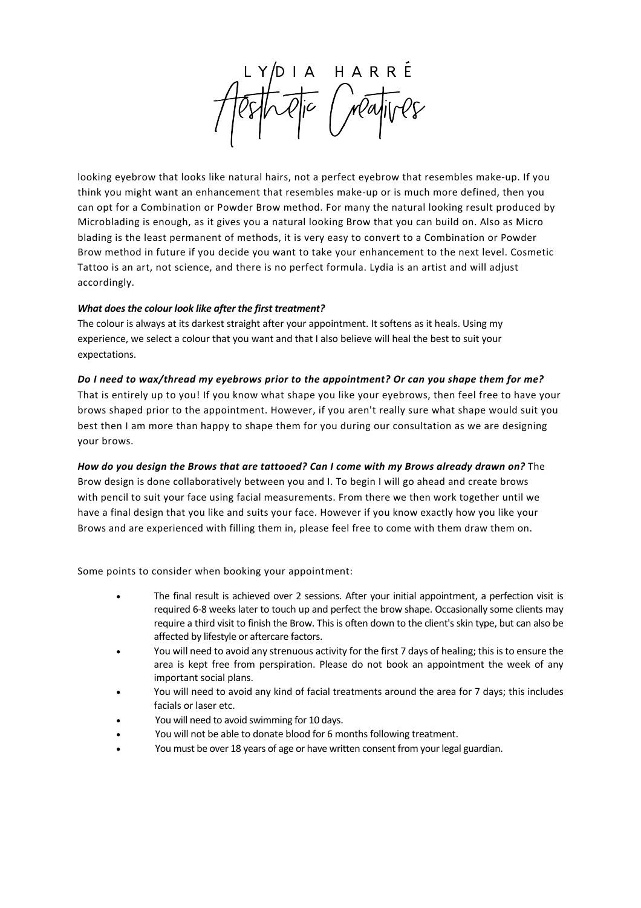looking eyebrow that looks like natural hairs, not a perfect eyebrow that resembles make-up. If you think you might want an enhancement that resembles make-up or is much more defined, then you can opt for a Combination or Powder Brow method. For many the natural looking result produced by Microblading is enough, as it gives you a natural looking Brow that you can build on. Also as Micro blading is the least permanent of methods, it is very easy to convert to a Combination or Powder Brow method in future if you decide you want to take your enhancement to the next level. Cosmetic Tattoo is an art, not science, and there is no perfect formula. Lydia is an artist and will adjust accordingly.

***What does the colour look like after the first treatment?***

The colour is always at its darkest straight after your appointment. It softens as it heals. Using my experience, we select a colour that you want and that I also believe will heal the best to suit your expectations.

***Do I need to wax/thread my eyebrows prior to the appointment? Or can you shape them for me?***

That is entirely up to you! If you know what shape you like your eyebrows, then feel free to have your brows shaped prior to the appointment. However, if you aren't really sure what shape would suit you best then I am more than happy to shape them for you during our consultation as we are designing your brows.

***How do you design the Brows that are tattooed? Can I come with my Brows already drawn on?*** The Brow design is done collaboratively between you and I. To begin I will go ahead and create brows with pencil to suit your face using facial measurements. From there we then work together until we have a final design that you like and suits your face. However if you know exactly how you like your Brows and are experienced with filling them in, please feel free to come with them draw them on.

Some points to consider when booking your appointment:

- The final result is achieved over 2 sessions. After your initial appointment, a perfection visit is required 6-8 weeks later to touch up and perfect the brow shape. Occasionally some clients may require a third visit to finish the Brow. This is often down to the client's skin type, but can also be affected by lifestyle or aftercare factors.
- You will need to avoid any strenuous activity for the first 7 days of healing; this is to ensure the area is kept free from perspiration. Please do not book an appointment the week of any important social plans.
- You will need to avoid any kind of facial treatments around the area for 7 days; this includes facials or laser etc.
- You will need to avoid swimming for 10 days.
- You will not be able to donate blood for 6 months following treatment.
- You must be over 18 years of age or have written consent from your legal guardian.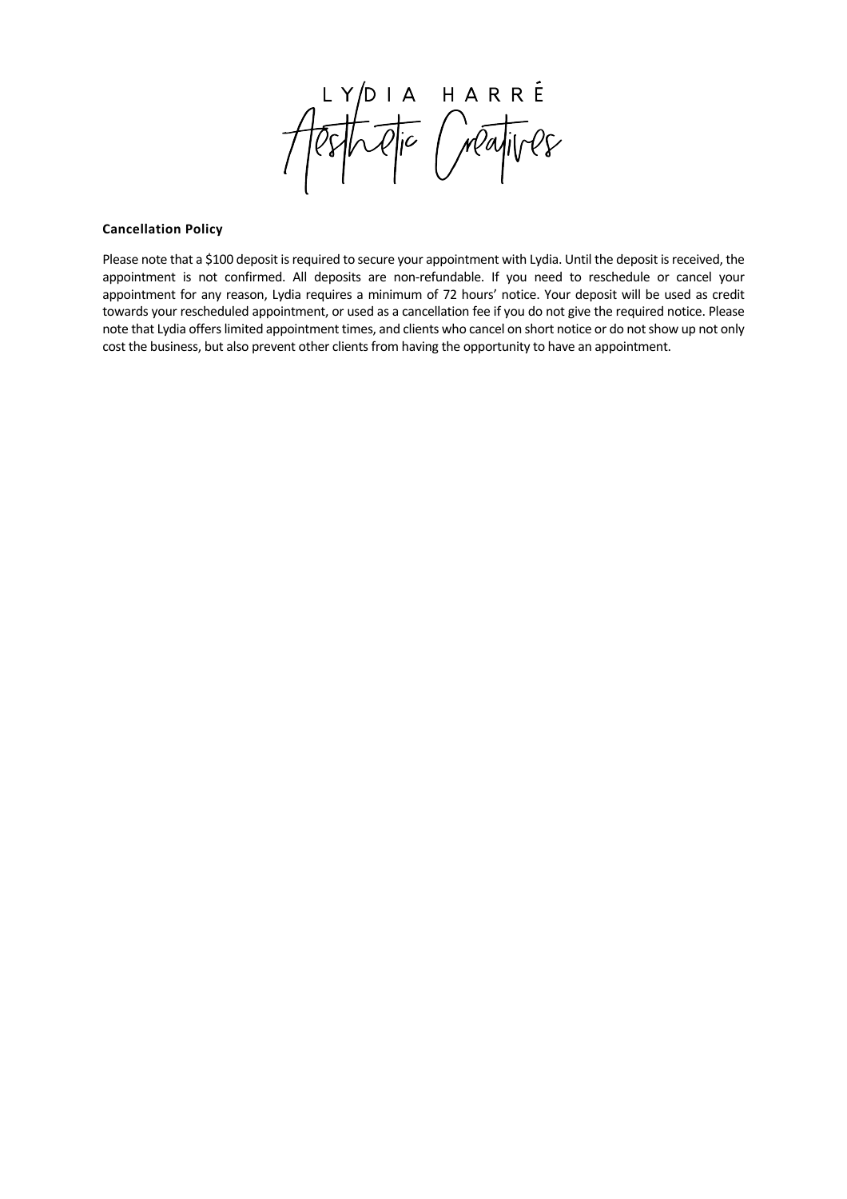LYDIA HARRÉ

Aesthetic Creatives

**Cancellation Policy**

Please note that a $100 deposit is required to secure your appointment with Lydia. Until the deposit is received, the appointment is not confirmed. All deposits are non-refundable. If you need to reschedule or cancel your appointment for any reason, Lydia requires a minimum of 72 hours' notice. Your deposit will be used as credit towards your rescheduled appointment, or used as a cancellation fee if you do not give the required notice. Please note that Lydia offers limited appointment times, and clients who cancel on short notice or do not show up not only cost the business, but also prevent other clients from having the opportunity to have an appointment.